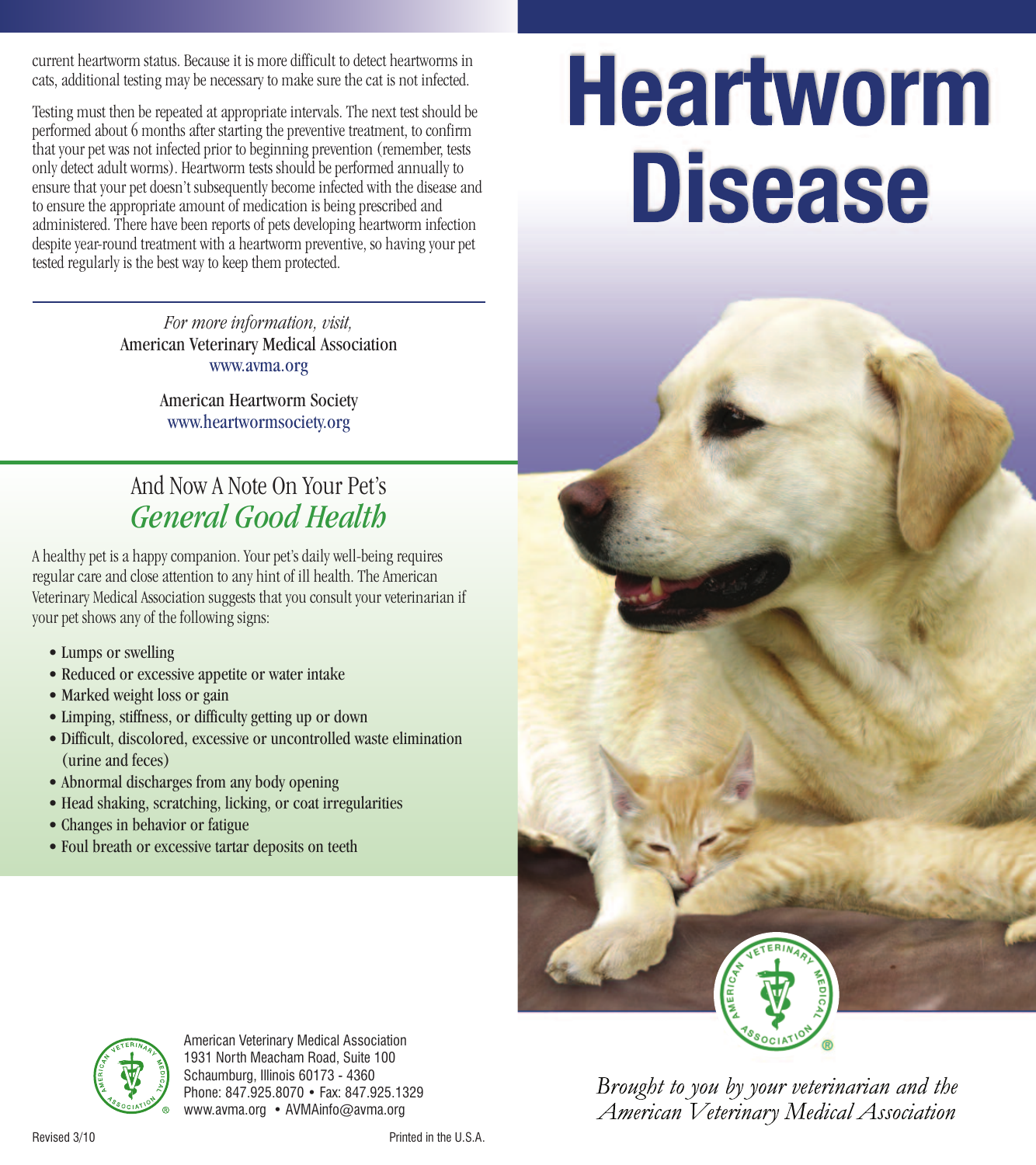current heartworm status. Because it is more difficult to detect heartworms in cats, additional testing may be necessary to make sure the cat is not infected.

Testing must then be repeated at appropriate intervals. The next test should be performed about 6 months after starting the preventive treatment, to confirm that your pet was not infected prior to beginning prevention (remember, tests only detect adult worms). Heartworm tests should be performed annually to ensure that your pet doesn't subsequently become infected with the disease and to ensure the appropriate amount of medication is being prescribed and administered. There have been reports of pets developing heartworm infection despite year-round treatment with a heartworm preventive, so having your pet tested regularly is the best way to keep them protected.

*For more information, visit,*
American Veterinary Medical Association
www.avma.org

American Heartworm Society
www.heartwormsociety.org

## And Now A Note On Your Pet's *General Good Health*

A healthy pet is a happy companion. Your pet's daily well-being requires regular care and close attention to any hint of ill health. The American Veterinary Medical Association suggests that you consult your veterinarian if your pet shows any of the following signs:

- Lumps or swelling
- Reduced or excessive appetite or water intake
- Marked weight loss or gain
- Limping, stiffness, or difficulty getting up or down
- Difficult, discolored, excessive or uncontrolled waste elimination (urine and feces)
- Abnormal discharges from any body opening
- Head shaking, scratching, licking, or coat irregularities
- Changes in behavior or fatigue
- Foul breath or excessive tartar deposits on teeth

American Veterinary Medical Association
1931 North Meacham Road, Suite 100
Schaumburg, Illinois 60173 - 4360
Phone: 847.925.8070 • Fax: 847.925.1329
www.avma.org • AVMAinfo@avma.org

Revised 3/10

Printed in the U.S.A.

# Heartworm Disease

*Brought to you by your veterinarian and the American Veterinary Medical Association*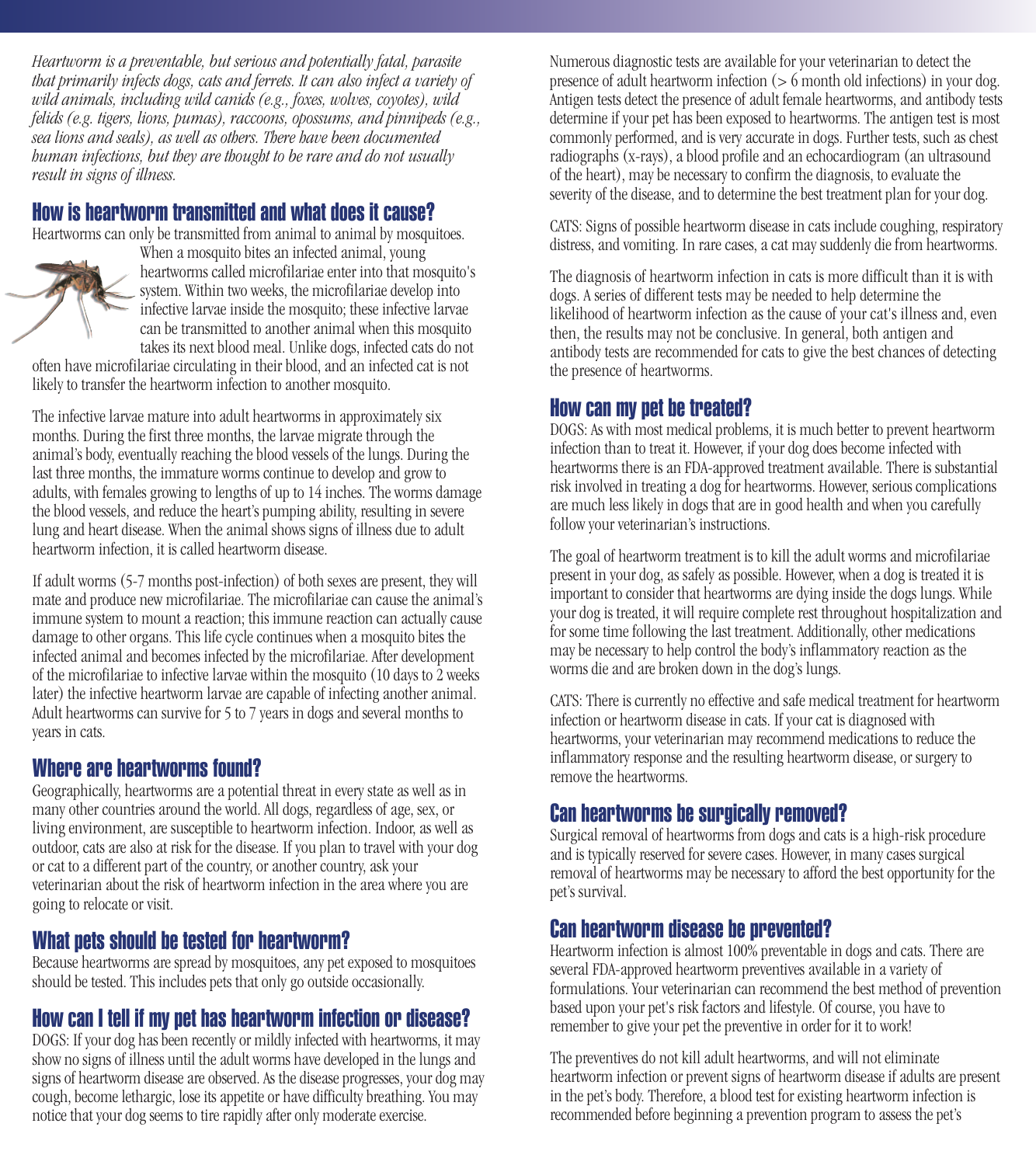*Heartworm is a preventable, but serious and potentially fatal, parasite that primarily infects dogs, cats and ferrets. It can also infect a variety of wild animals, including wild canids (e.g., foxes, wolves, coyotes), wild felids (e.g. tigers, lions, pumas), raccoons, opossums, and pinnipeds (e.g., sea lions and seals), as well as others. There have been documented human infections, but they are thought to be rare and do not usually result in signs of illness.*

## How is heartworm transmitted and what does it cause?

Heartworms can only be transmitted from animal to animal by mosquitoes. When a mosquito bites an infected animal, young heartworms called microfilariae enter into that mosquito's system. Within two weeks, the microfilariae develop into infective larvae inside the mosquito; these infective larvae can be transmitted to another animal when this mosquito takes its next blood meal. Unlike dogs, infected cats do not often have microfilariae circulating in their blood, and an infected cat is not likely to transfer the heartworm infection to another mosquito.

The infective larvae mature into adult heartworms in approximately six months. During the first three months, the larvae migrate through the animal's body, eventually reaching the blood vessels of the lungs. During the last three months, the immature worms continue to develop and grow to adults, with females growing to lengths of up to 14 inches. The worms damage the blood vessels, and reduce the heart's pumping ability, resulting in severe lung and heart disease. When the animal shows signs of illness due to adult heartworm infection, it is called heartworm disease.

If adult worms (5-7 months post-infection) of both sexes are present, they will mate and produce new microfilariae. The microfilariae can cause the animal's immune system to mount a reaction; this immune reaction can actually cause damage to other organs. This life cycle continues when a mosquito bites the infected animal and becomes infected by the microfilariae. After development of the microfilariae to infective larvae within the mosquito (10 days to 2 weeks later) the infective heartworm larvae are capable of infecting another animal. Adult heartworms can survive for 5 to 7 years in dogs and several months to years in cats.

## Where are heartworms found?

Geographically, heartworms are a potential threat in every state as well as in many other countries around the world. All dogs, regardless of age, sex, or living environment, are susceptible to heartworm infection. Indoor, as well as outdoor, cats are also at risk for the disease. If you plan to travel with your dog or cat to a different part of the country, or another country, ask your veterinarian about the risk of heartworm infection in the area where you are going to relocate or visit.

## What pets should be tested for heartworm?

Because heartworms are spread by mosquitoes, any pet exposed to mosquitoes should be tested. This includes pets that only go outside occasionally.

## How can I tell if my pet has heartworm infection or disease?

DOGS: If your dog has been recently or mildly infected with heartworms, it may show no signs of illness until the adult worms have developed in the lungs and signs of heartworm disease are observed. As the disease progresses, your dog may cough, become lethargic, lose its appetite or have difficulty breathing. You may notice that your dog seems to tire rapidly after only moderate exercise.

Numerous diagnostic tests are available for your veterinarian to detect the presence of adult heartworm infection (> 6 month old infections) in your dog. Antigen tests detect the presence of adult female heartworms, and antibody tests determine if your pet has been exposed to heartworms. The antigen test is most commonly performed, and is very accurate in dogs. Further tests, such as chest radiographs (x-rays), a blood profile and an echocardiogram (an ultrasound of the heart), may be necessary to confirm the diagnosis, to evaluate the severity of the disease, and to determine the best treatment plan for your dog.

CATS: Signs of possible heartworm disease in cats include coughing, respiratory distress, and vomiting. In rare cases, a cat may suddenly die from heartworms.

The diagnosis of heartworm infection in cats is more difficult than it is with dogs. A series of different tests may be needed to help determine the likelihood of heartworm infection as the cause of your cat's illness and, even then, the results may not be conclusive. In general, both antigen and antibody tests are recommended for cats to give the best chances of detecting the presence of heartworms.

## How can my pet be treated?

DOGS: As with most medical problems, it is much better to prevent heartworm infection than to treat it. However, if your dog does become infected with heartworms there is an FDA-approved treatment available. There is substantial risk involved in treating a dog for heartworms. However, serious complications are much less likely in dogs that are in good health and when you carefully follow your veterinarian's instructions.

The goal of heartworm treatment is to kill the adult worms and microfilariae present in your dog, as safely as possible. However, when a dog is treated it is important to consider that heartworms are dying inside the dogs lungs. While your dog is treated, it will require complete rest throughout hospitalization and for some time following the last treatment. Additionally, other medications may be necessary to help control the body's inflammatory reaction as the worms die and are broken down in the dog's lungs.

CATS: There is currently no effective and safe medical treatment for heartworm infection or heartworm disease in cats. If your cat is diagnosed with heartworms, your veterinarian may recommend medications to reduce the inflammatory response and the resulting heartworm disease, or surgery to remove the heartworms.

## Can heartworms be surgically removed?

Surgical removal of heartworms from dogs and cats is a high-risk procedure and is typically reserved for severe cases. However, in many cases surgical removal of heartworms may be necessary to afford the best opportunity for the pet's survival.

## Can heartworm disease be prevented?

Heartworm infection is almost 100% preventable in dogs and cats. There are several FDA-approved heartworm preventives available in a variety of formulations. Your veterinarian can recommend the best method of prevention based upon your pet's risk factors and lifestyle. Of course, you have to remember to give your pet the preventive in order for it to work!

The preventives do not kill adult heartworms, and will not eliminate heartworm infection or prevent signs of heartworm disease if adults are present in the pet's body. Therefore, a blood test for existing heartworm infection is recommended before beginning a prevention program to assess the pet's